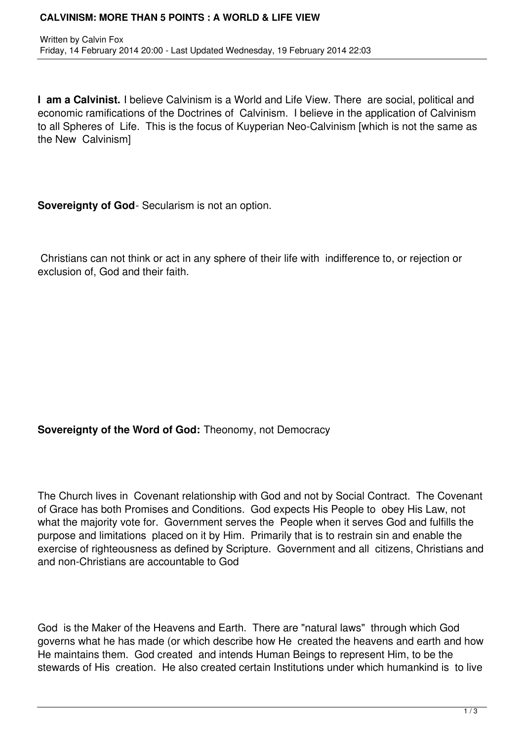# CALVINISM: MORE THAN 5 POINTS : A WORLD & LIFE VIEW

Written by Calvin Fox
Friday, 14 February 2014 20:00 - Last Updated Wednesday, 19 February 2014 22:03

**I am a Calvinist.** I believe Calvinism is a World and Life View. There are social, political and economic ramifications of the Doctrines of Calvinism. I believe in the application of Calvinism to all Spheres of Life. This is the focus of Kuyperian Neo-Calvinism [which is not the same as the New Calvinism]

**Sovereignty of God**- Secularism is not an option.

Christians can not think or act in any sphere of their life with indifference to, or rejection or exclusion of, God and their faith.

**Sovereignty of the Word of God:** Theonomy, not Democracy

The Church lives in Covenant relationship with God and not by Social Contract. The Covenant of Grace has both Promises and Conditions. God expects His People to obey His Law, not what the majority vote for. Government serves the People when it serves God and fulfills the purpose and limitations placed on it by Him. Primarily that is to restrain sin and enable the exercise of righteousness as defined by Scripture. Government and all citizens, Christians and and non-Christians are accountable to God

God is the Maker of the Heavens and Earth. There are "natural laws" through which God governs what he has made (or which describe how He created the heavens and earth and how He maintains them. God created and intends Human Beings to represent Him, to be the stewards of His creation. He also created certain Institutions under which humankind is to live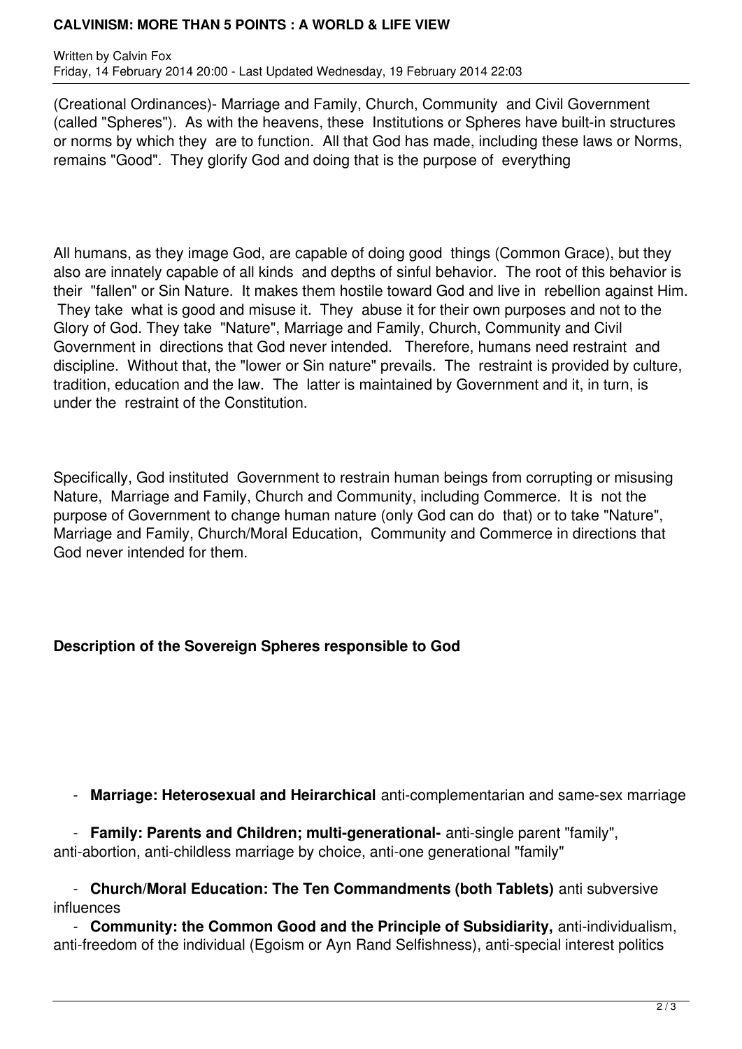(Creational Ordinances)- Marriage and Family, Church, Community and Civil Government (called "Spheres"). As with the heavens, these Institutions or Spheres have built-in structures or norms by which they are to function. All that God has made, including these laws or Norms, remains "Good". They glorify God and doing that is the purpose of everything

All humans, as they image God, are capable of doing good things (Common Grace), but they also are innately capable of all kinds and depths of sinful behavior. The root of this behavior is their "fallen" or Sin Nature. It makes them hostile toward God and live in rebellion against Him. They take what is good and misuse it. They abuse it for their own purposes and not to the Glory of God. They take "Nature", Marriage and Family, Church, Community and Civil Government in directions that God never intended. Therefore, humans need restraint and discipline. Without that, the "lower or Sin nature" prevails. The restraint is provided by culture, tradition, education and the law. The latter is maintained by Government and it, in turn, is under the restraint of the Constitution.

Specifically, God instituted Government to restrain human beings from corrupting or misusing Nature, Marriage and Family, Church and Community, including Commerce. It is not the purpose of Government to change human nature (only God can do that) or to take "Nature", Marriage and Family, Church/Moral Education, Community and Commerce in directions that God never intended for them.

**Description of the Sovereign Spheres responsible to God**

- **Marriage: Heterosexual and Heirarchical** anti-complementarian and same-sex marriage
- **Family: Parents and Children; multi-generational-** anti-single parent "family", anti-abortion, anti-childless marriage by choice, anti-one generational "family"
- **Church/Moral Education: The Ten Commandments (both Tablets)** anti subversive influences
- **Community: the Common Good and the Principle of Subsidiarity,** anti-individualism, anti-freedom of the individual (Egoism or Ayn Rand Selfishness), anti-special interest politics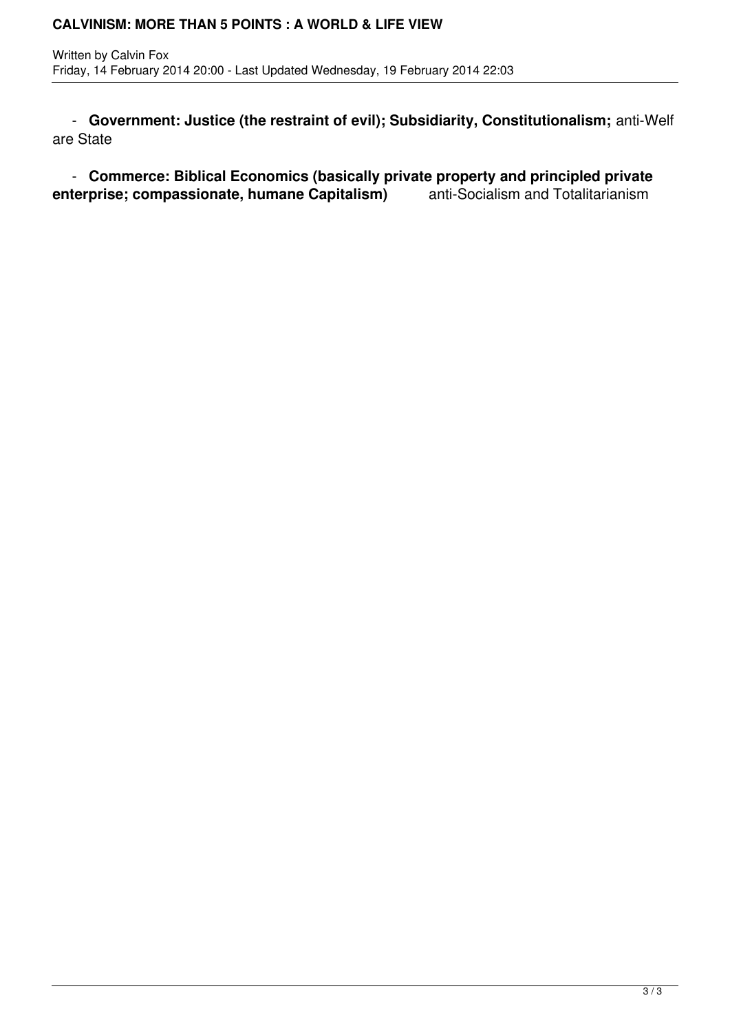- **Government: Justice (the restraint of evil); Subsidiarity, Constitutionalism;** anti-Welfare State

- **Commerce: Biblical Economics (basically private property and principled private enterprise; compassionate, humane Capitalism)** anti-Socialism and Totalitarianism